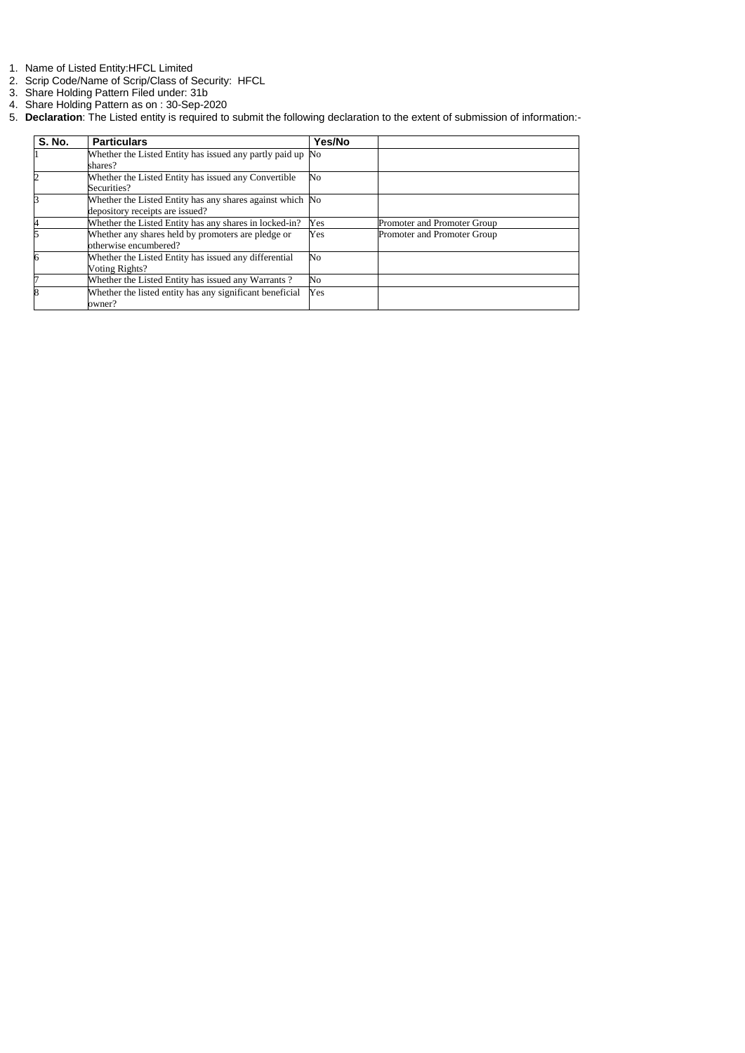1. Name of Listed Entity:HFCL Limited
2. Scrip Code/Name of Scrip/Class of Security: HFCL
3. Share Holding Pattern Filed under: 31b
4. Share Holding Pattern as on : 30-Sep-2020
5. **Declaration**: The Listed entity is required to submit the following declaration to the extent of submission of information:-

| S. No. | Particulars | Yes/No | |
|---|---|---|---|
| 1 | Whether the Listed Entity has issued any partly paid up shares? | No | |
| 2 | Whether the Listed Entity has issued any Convertible Securities? | No | |
| 3 | Whether the Listed Entity has any shares against which depository receipts are issued? | No | |
| 4 | Whether the Listed Entity has any shares in locked-in? | Yes | Promoter and Promoter Group |
| 5 | Whether any shares held by promoters are pledge or otherwise encumbered? | Yes | Promoter and Promoter Group |
| 6 | Whether the Listed Entity has issued any differential Voting Rights? | No | |
| 7 | Whether the Listed Entity has issued any Warrants ? | No | |
| 8 | Whether the listed entity has any significant beneficial owner? | Yes | |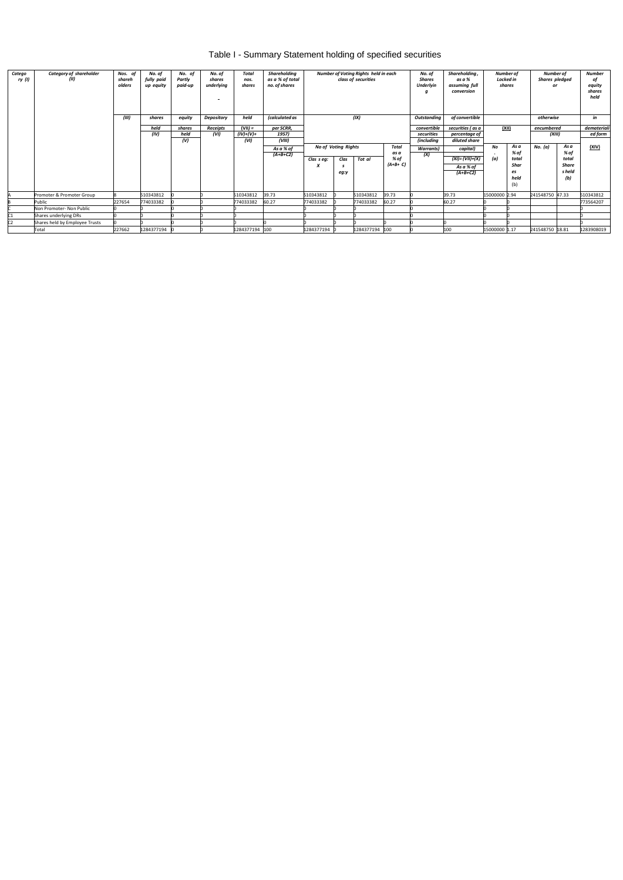# Table I - Summary Statement holding of specified securities

| Category (I) | Category of shareholder (II) | Nos. of shareholders (III) | No. of fully paid up equity shares held (IV) | No. of Partly paid-up equity shares held (V) | No. of shares underlying Depository Receipts (VI) | Total nos. shares held (VII) = (IV)+(V)+ (VI) | Shareholding as a % of total no. of shares (calculated as per SCRR, 1957) (VIII) As a % of (A+B+C2) | Number of Voting Rights held in each class of securities (IX) | | | | No. of Shares Underlying Outstanding convertible securities (including Warrants) (X) | Shareholding, as a % assuming full conversion of convertible securities ( as a percentage of diluted share capital) (XI)= (VII)+(X) As a % of (A+B+C2) | Number of Locked in shares (XII) | | Number of Shares pledged or otherwise encumbered (XIII) | | Number of equity shares held in dematerialized form (XIV) |
|---|---|---|---|---|---|---|---|---|---|---|---|---|---|---|---|---|---|---|
| | | | | | | | | No of Voting Rights | | | Total as a % of (A+B+ C) | | | No. (a) | As a % of total Shares held (b) | No. (a) | As a % of total Shares held (b) | |
| | | | | | | | | Class eg: X | Class eg:y | Total | | | | | | | | |
| A | Promoter & Promoter Group | 8 | 510343812 | 0 | 0 | 510343812 | 39.73 | 510343812 | 0 | 510343812 | 39.73 | 0 | 39.73 | 15000000 | 2.94 | 241548750 | 47.33 | 510343812 |
| B | Public | 227654 | 774033382 | 0 | 0 | 774033382 | 60.27 | 774033382 | 0 | 774033382 | 60.27 | 0 | 60.27 | 0 | 0 | | | 773564207 |
| C | Non Promoter- Non Public | 0 | | 0 | 0 | 0 | | 0 | 0 | 0 | | 0 | | 0 | 0 | | | 0 |
| C1 | Shares underlying DRs | 0 | 0 | 0 | 0 | 0 | | 0 | 0 | 0 | | 0 | | 0 | 0 | | | 0 |
| C2 | Shares held by Employee Trusts | 0 | 0 | 0 | 0 | 0 | 0 | 0 | 0 | 0 | 0 | 0 | 0 | 0 | 0 | | | 0 |
| | Total | 227662 | 1284377194 | 0 | 0 | 1284377194 | 100 | 1284377194 | 0 | 1284377194 | 100 | 0 | 100 | 15000000 | 1.17 | 241548750 | 18.81 | 1283908019 |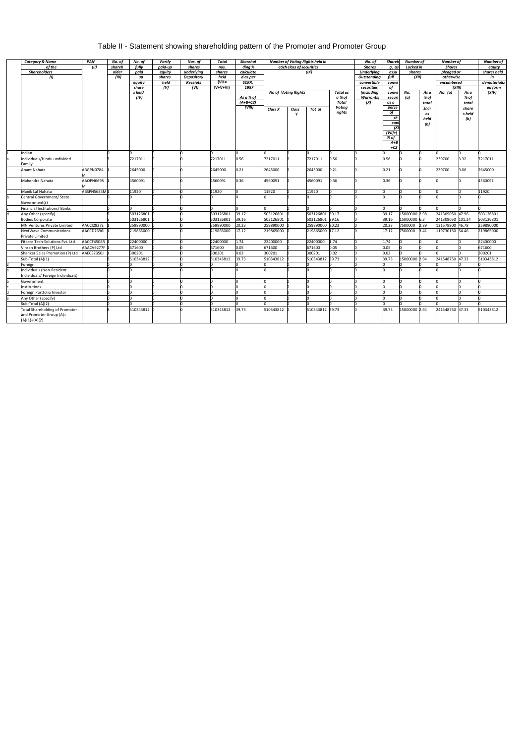# Table II - Statement showing shareholding pattern of the Promoter and Promoter Group

| | Category & Name of the Shareholders (I) | PAN (II) | No. of shareholder (III) | No. of fully paid up equity share s held (IV) | Partly paid-up equity shares held (V) | Nos. of shares underlying Depository Receipts (VI) | Total nos. shares held (VII = IV+V+VI) | Shareholding % calculated as per SCRR, 1957 As a % of (A+B+C2) (VIII) | Number of Voting Rights held in each class of securities (IX) | | | | No. of Shares Underlying Outstanding convertible securities (including Warrants) (X) | Shareholding , as a % assuming full conversion of convertible securities ( as a percentage of diluted share capital) (XI)= (VII)+(X) as a % of A+B+C2 | Number of Locked in shares (XII) | | Number of Shares pledged or otherwise encumbered (XIII) | | Number of equity shares held in dematerialized form (XIV) |
|---|---|---|---|---|---|---|---|---|---|---|---|---|---|---|---|---|---|---|---|
| | | | | | | | | | No of Voting Rights | | | Total as a % of Total Voting rights | | | No. (a) | As a % of total Shares held (b) | No. (a) | As a % of total shares held (b) | |
| | | | | | | | | | Class X | Class Y | Total | | | | | | | | |
| 1 | Indian | | 0 | 0 | 0 | 0 | 0 | 0 | 0 | 0 | 0 | 0 | 0 | 0 | 0 | 0 | 0 | 0 | 0 |
| a | Individuals/Hindu undivided Family | | 3 | 7217011 | 0 | 0 | 7217011 | 0.56 | 7217011 | 0 | 7217011 | 0.56 | 0 | 0.56 | 0 | 0 | 239700 | 3.32 | 7217011 |
| | Anant Nahata | ABGPN0784M | 1 | 2645000 | 0 | 0 | 2645000 | 0.21 | 2645000 | 0 | 2645000 | 0.21 | 0 | 0.21 | 0 | 0 | 239700 | 9.06 | 2645000 |
| | Mahendra Nahata | AAOPN6698M | 1 | 4560091 | 0 | 0 | 4560091 | 0.36 | 4560091 | 0 | 4560091 | 0.36 | 0 | 0.36 | 0 | 0 | 0 | 0 | 4560091 |
| | Manik Lal Nahata | ABSPN5685M | 1 | 11920 | 0 | 0 | 11920 | 0 | 11920 | 0 | 11920 | 0 | 0 | 0 | 0 | 0 | 0 | 0 | 11920 |
| b | Central Government/ State Government(s) | | 0 | 0 | 0 | 0 | 0 | 0 | 0 | 0 | 0 | 0 | 0 | 0 | 0 | 0 | 0 | 0 | 0 |
| c | Financial Institutions/ Banks | | 0 | 0 | 0 | 0 | 0 | 0 | 0 | 0 | 0 | 0 | 0 | 0 | 0 | 0 | 0 | 0 | 0 |
| d | Any Other (specify) | | 5 | 503126801 | 0 | 0 | 503126801 | 39.17 | 503126801 | 0 | 503126801 | 39.17 | 0 | 39.17 | 15000000 | 2.98 | 241309050 | 47.96 | 503126801 |
| | Bodies Corporate | | 5 | 503126801 | 0 | 0 | 503126801 | 39.16 | 503126801 | 0 | 503126801 | 39.16 | 0 | 39.16 | 15000000 | 6.3 | 241309050 | 101.24 | 503126801 |
| | MN Ventures Private Limited | AACCI2827E | 1 | 259890000 | 0 | 0 | 259890000 | 20.23 | 259890000 | 0 | 259890000 | 20.23 | 0 | 20.23 | 7500000 | 2.89 | 121578900 | 46.78 | 259890000 |
| | NextWave Communications Private Limited | AACCD7696J | 1 | 219865000 | 0 | 0 | 219865000 | 17.12 | 219865000 | 0 | 219865000 | 17.12 | 0 | 17.12 | 7500000 | 3.41 | 119730150 | 54.46 | 219865000 |
| | Fitcore Tech-Solutions Pvt. Ltd. | AACCF4508R | 1 | 22400000 | 0 | 0 | 22400000 | 1.74 | 22400000 | 0 | 22400000 | 1.74 | 0 | 1.74 | 0 | 0 | 0 | 0 | 22400000 |
| | Vinsan Brothers (P) Ltd | AAACV9277F | 1 | 671600 | 0 | 0 | 671600 | 0.05 | 671600 | 0 | 671600 | 0.05 | 0 | 0.05 | 0 | 0 | 0 | 0 | 671600 |
| | Shanker Sales Promotion (P) Ltd | AAECS7350J | 1 | 300201 | 0 | 0 | 300201 | 0.02 | 300201 | 0 | 300201 | 0.02 | 0 | 0.02 | 0 | 0 | 0 | 0 | 300201 |
| | Sub-Total (A)(1) | | 8 | 510343812 | 0 | 0 | 510343812 | 39.73 | 510343812 | 0 | 510343812 | 39.73 | 0 | 39.73 | 15000000 | 2.94 | 241548750 | 47.33 | 510343812 |
| 2 | Foreign | | 0 | 0 | 0 | 0 | 0 | 0 | 0 | 0 | 0 | 0 | 0 | 0 | 0 | 0 | 0 | 0 | 0 |
| a | Individuals (Non-Resident Individuals/ Foreign Individuals) | | 0 | 0 | 0 | 0 | 0 | 0 | 0 | 0 | 0 | 0 | 0 | 0 | 0 | 0 | 0 | 0 | 0 |
| b | Government | | 0 | 0 | 0 | 0 | 0 | 0 | 0 | 0 | 0 | 0 | 0 | 0 | 0 | 0 | 0 | 0 | 0 |
| c | Institutions | | 0 | 0 | 0 | 0 | 0 | 0 | 0 | 0 | 0 | 0 | 0 | 0 | 0 | 0 | 0 | 0 | 0 |
| d | Foreign Portfolio Investor | | 0 | 0 | 0 | 0 | 0 | 0 | 0 | 0 | 0 | 0 | 0 | 0 | 0 | 0 | 0 | 0 | 0 |
| e | Any Other (specify) | | 0 | 0 | 0 | 0 | 0 | 0 | 0 | 0 | 0 | 0 | 0 | 0 | 0 | 0 | 0 | 0 | 0 |
| | Sub-Total (A)(2) | | 0 | 0 | 0 | 0 | 0 | 0 | 0 | 0 | 0 | 0 | 0 | 0 | 0 | 0 | 0 | 0 | 0 |
| | Total Shareholding of Promoter and Promoter Group (A)= (A)(1)+(A)(2) | | 8 | 510343812 | 0 | 0 | 510343812 | 39.73 | 510343812 | 0 | 510343812 | 39.73 | 0 | 39.73 | 15000000 | 2.94 | 241548750 | 47.33 | 510343812 |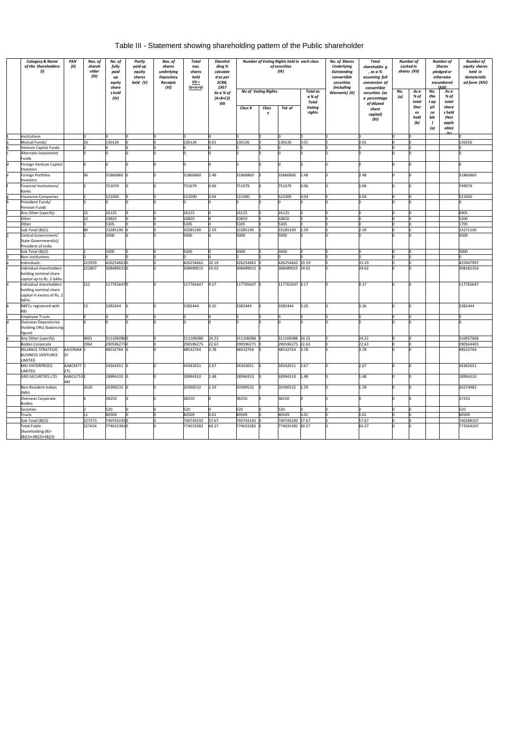# Table III - Statement showing shareholding pattern of the Public shareholder

| | Category & Name of the Shareholders (I) | PAN (II) | Nos. of shareholder (III) | No. of fully paid up equity share s held (IV) | Partly paid-up equity shares held (V) | Nos. of shares underlying Depository Receipts (VI) | Total nos. shares held VII = IV+V+VI | Shareholding % calculated as per SCRR, 1957 As a % of (A+B+C2) VIII | Number of Voting Rights held in each class of securities (IX) | | | | No. of Shares Underlying Outstanding convertible securities (including Warrants) (X) | Total shareholding , as a % assuming full conversion of convertible securities (as a percentage of diluted share capital) (XI) | Number of Locked in shares (XII) | | Number of Shares pledged or otherwise encumbered (XIII) | | Number of equity shares held in dematerialized form (XIV) |
|---|---|---|---|---|---|---|---|---|---|---|---|---|---|---|---|---|---|---|---|
| | | | | | | | | | No of Voting Rights | | | Total as a % of Total Voting rights | | | No. (a) | As a % of total Shares held (b) | No. (Not applicable) (a) | As a % of total shares held (Not applicable) (b) | |
| | | | | | | | | | Class X | Class Y | Total | | | | | | | | |
| 1 | Institutions | | 0 | 0 | 0 | 0 | 0 | 0 | 0 | 0 | 0 | 0 | 0 | 0 | 0 | 0 | | | 0 |
| a | Mutual Funds/ | | 16 | 130126 | 0 | 0 | 130126 | 0.01 | 130126 | 0 | 130126 | 0.01 | 0 | 0.01 | 0 | 0 | | | 126356 |
| b | Venture Capital Funds | | 0 | 0 | 0 | 0 | 0 | 0 | 0 | 0 | 0 | 0 | 0 | 0 | 0 | 0 | | | 0 |
| c | Alternate Investment Funds | | 0 | 0 | 0 | 0 | 0 | 0 | 0 | 0 | 0 | 0 | 0 | 0 | 0 | 0 | | | 0 |
| d | Foreign Venture Capital Investors | | 0 | 0 | 0 | 0 | 0 | 0 | 0 | 0 | 0 | 0 | 0 | 0 | 0 | 0 | | | 0 |
| e | Foreign Portfolio Investors | | 36 | 31866860 | 0 | 0 | 31866860 | 2.48 | 31866860 | 0 | 31866860 | 2.48 | 0 | 2.48 | 0 | 0 | | | 31866860 |
| f | Financial Institutions/ Banks | | 2 | 751079 | 0 | 0 | 751079 | 0.06 | 751079 | 0 | 751079 | 0.06 | 0 | 0.06 | 0 | 0 | | | 749979 |
| g | Insurance Companies | | 1 | 521000 | 0 | 0 | 521000 | 0.04 | 521000 | 0 | 521000 | 0.04 | 0 | 0.04 | 0 | 0 | | | 521000 |
| h | Provident Funds/ Pension Funds | | 0 | 0 | 0 | 0 | 0 | 0 | 0 | 0 | 0 | 0 | 0 | 0 | 0 | 0 | | | 0 |
| i | Any Other (specify) | | 25 | 16125 | 0 | 0 | 16125 | 0 | 16125 | 0 | 16125 | 0 | 0 | 0 | 0 | 0 | | | 6905 |
| | Other | | 22 | 10820 | 0 | 0 | 10820 | 0 | 10820 | 0 | 10820 | 0 | 0 | 0 | 0 | 0 | | | 5200 |
| | Other | | 3 | 5305 | 0 | 0 | 5305 | 0 | 5305 | 0 | 5305 | 0 | 0 | 0 | 0 | 0 | | | 1705 |
| | Sub-Total (B)(1) | | 80 | 33285190 | 0 | 0 | 33285190 | 2.59 | 33285190 | 0 | 33285190 | 2.59 | 0 | 2.59 | 0 | 0 | | | 33271100 |
| 2 | Central Government/ State Government(s)/ President of India | | 1 | 5000 | 0 | 0 | 5000 | 0 | 5000 | 0 | 5000 | 0 | 0 | 0 | 0 | 0 | | | 5000 |
| | Sub-Total (B)(2) | | 1 | 5000 | 0 | 0 | 5000 | 0 | 5000 | 0 | 5000 | 0 | 0 | 0 | 0 | 0 | | | 5000 |
| 3 | Non-institutions | | 0 | 0 | 0 | 0 | 0 | 0 | 0 | 0 | 0 | 0 | 0 | 0 | 0 | 0 | | | 0 |
| a | Individuals - | | 222959 | 426254662 | 0 | 0 | 426254662 | 33.19 | 426254662 | 0 | 426254662 | 33.19 | 0 | 33.19 | 0 | 0 | | | 425947997 |
| i | Individual shareholders holding nominal share capital up to Rs. 2 lakhs. | | 222807 | 308489015 | 0 | 0 | 308489015 | 24.02 | 308489015 | 0 | 308489015 | 24.02 | 0 | 24.02 | 0 | 0 | | | 308182350 |
| ii | Individual shareholders holding nominal share capital in excess of Rs. 2 lakhs. | | 152 | 117765647 | 0 | 0 | 117765647 | 9.17 | 117765647 | 0 | 117765647 | 9.17 | 0 | 9.17 | 0 | 0 | | | 117765647 |
| b | NBFCs registered with RBI | | 13 | 3382444 | 0 | 0 | 3382444 | 0.26 | 3382444 | 0 | 3382444 | 0.26 | 0 | 0.26 | 0 | 0 | | | 3382444 |
| c | Employee Trusts | | 0 | 0 | 0 | 0 | 0 | 0 | 0 | 0 | 0 | 0 | 0 | 0 | 0 | 0 | | | 0 |
| d | Overseas Depositories (holding DRs) (balancing figure) | | 0 | 0 | 0 | 0 | 0 | 0 | 0 | 0 | 0 | 0 | 0 | 0 | 0 | 0 | | | 0 |
| e | Any Other (specify) | | 4601 | 311106086 | 0 | 0 | 311106086 | 24.22 | 311106086 | 0 | 311106086 | 24.22 | 0 | 24.22 | 0 | 0 | | | 310957666 |
| | Bodies Corporate | | 1964 | 290596275 | 0 | 0 | 290596275 | 22.63 | 290596275 | 0 | 290596275 | 22.63 | 0 | 22.63 | 0 | 0 | | | 290564405 |
| | RELIANCE STRATEGIC BUSINESS VENTURES LIMITED | AAJCR6682F | 1 | 48532764 | 0 | 0 | 48532764 | 3.78 | 48532764 | 0 | 48532764 | 3.78 | 0 | 3.78 | 0 | 0 | | | 48532764 |
| | MKJ ENTERPRISES LIMITED | AABCM7727L | 1 | 34342651 | 0 | 0 | 34342651 | 2.67 | 34342651 | 0 | 34342651 | 2.67 | 0 | 2.67 | 0 | 0 | | | 34342651 |
| | GRD SECURITIES LTD | AABCG7534M | 1 | 18994310 | 0 | 0 | 18994310 | 1.48 | 18994310 | 0 | 18994310 | 1.48 | 0 | 1.48 | 0 | 0 | | | 18994310 |
| | Non-Resident Indian (NRI) | | 2620 | 20390532 | 0 | 0 | 20390532 | 1.59 | 20390532 | 0 | 20390532 | 1.59 | 0 | 1.59 | 0 | 0 | | | 20274982 |
| | Overseas Corporate Bodies | | 4 | 38250 | 0 | 0 | 38250 | 0 | 38250 | 0 | 38250 | 0 | 0 | 0 | 0 | 0 | | | 37250 |
| | Societies | | 2 | 520 | 0 | 0 | 520 | 0 | 520 | 0 | 520 | 0 | 0 | 0 | 0 | 0 | | | 520 |
| | Trusts | | 11 | 80509 | 0 | 0 | 80509 | 0.01 | 80509 | 0 | 80509 | 0.01 | 0 | 0.01 | 0 | 0 | | | 80509 |
| | Sub-Total (B)(3) | | 227573 | 740743192 | 0 | 0 | 740743192 | 57.67 | 740743192 | 0 | 740743192 | 57.67 | 0 | 57.67 | 0 | 0 | | | 740288107 |
| | Total Public Shareholding (B)= (B)(1)+(B)(2)+(B)(3) | | 227654 | 774033382 | 0 | 0 | 774033382 | 60.27 | 774033382 | 0 | 774033382 | 60.27 | 0 | 60.27 | 0 | 0 | | | 773564207 |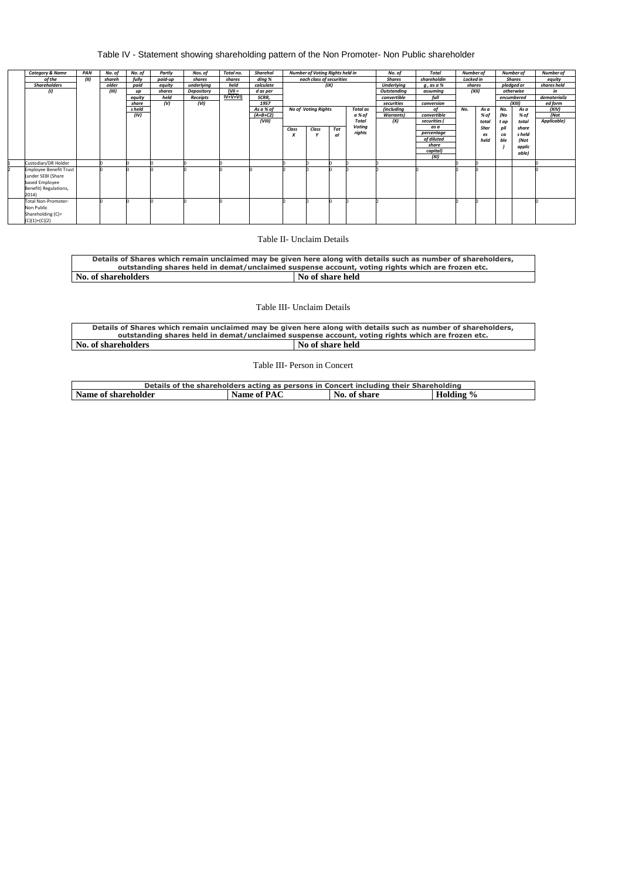## Table IV - Statement showing shareholding pattern of the Non Promoter- Non Public shareholder

| | Category & Name of the Shareholders (I) | PAN (II) | No. of shareholder (III) | No. of fully paid up equity share held (IV) | Partly paid-up equity shares held (V) | Nos. of shares underlying Depository Receipts (VI) | Total no. shares held (VII = IV+V+VI) | Shareholding % calculated as per SCRR, 1957 As a % of (A+B+C2) (VIII) | Number of Voting Rights held in each class of securities (IX) | | | | No. of Shares Underlying Outstanding convertible securities (including Warrants) (X) | Total shareholding, as a % assuming full conversion of convertible securities (as a percentage of diluted share capital) (XI) | Number of Locked in shares (XII) | | Number of Shares pledged or otherwise encumbered (XIII) | | Number of equity shares held in dematerialized form (XIV) (Not Applicable) |
|---|---|---|---|---|---|---|---|---|---|---|---|---|---|---|---|---|---|---|---|
| | | | | | | | | | No of Voting Rights | | | Total as a % of Total Voting rights | | | No. | As a % of total Shares held | No. (Not applicable) | As a % of total shares held (Not applicable) | |
| | | | | | | | | | Class X | Class Y | Total | | | | | | | | |
| 1 | Custodian/DR Holder | | 0 | 0 | 0 | 0 | 0 | | 0 | 0 | 0 | 0 | 0 | | 0 | 0 | | | 0 |
| 2 | Employee Benefit Trust (under SEBI (Share based Employee Benefit) Regulations, 2014) | | 0 | 0 | 0 | 0 | 0 | 0 | 0 | 0 | 0 | 0 | 0 | 0 | 0 | 0 | | | 0 |
| | Total Non-Promoter-Non Public Shareholding (C)= (C)(1)+(C)(2) | | 0 | 0 | 0 | 0 | 0 | | 0 | 0 | 0 | 0 | 0 | | 0 | 0 | | | 0 |

## Table II- Unclaim Details

| Details of Shares which remain unclaimed may be given here along with details such as number of shareholders, outstanding shares held in demat/unclaimed suspense account, voting rights which are frozen etc. | |
|---|---|
| **No. of shareholders** | **No of share held** |

## Table III- Unclaim Details

| Details of Shares which remain unclaimed may be given here along with details such as number of shareholders, outstanding shares held in demat/unclaimed suspense account, voting rights which are frozen etc. | |
|---|---|
| **No. of shareholders** | **No of share held** |

## Table III- Person in Concert

| Details of the shareholders acting as persons in Concert including their Shareholding | | | |
|---|---|---|---|
| **Name of shareholder** | **Name of PAC** | **No. of share** | **Holding %** |